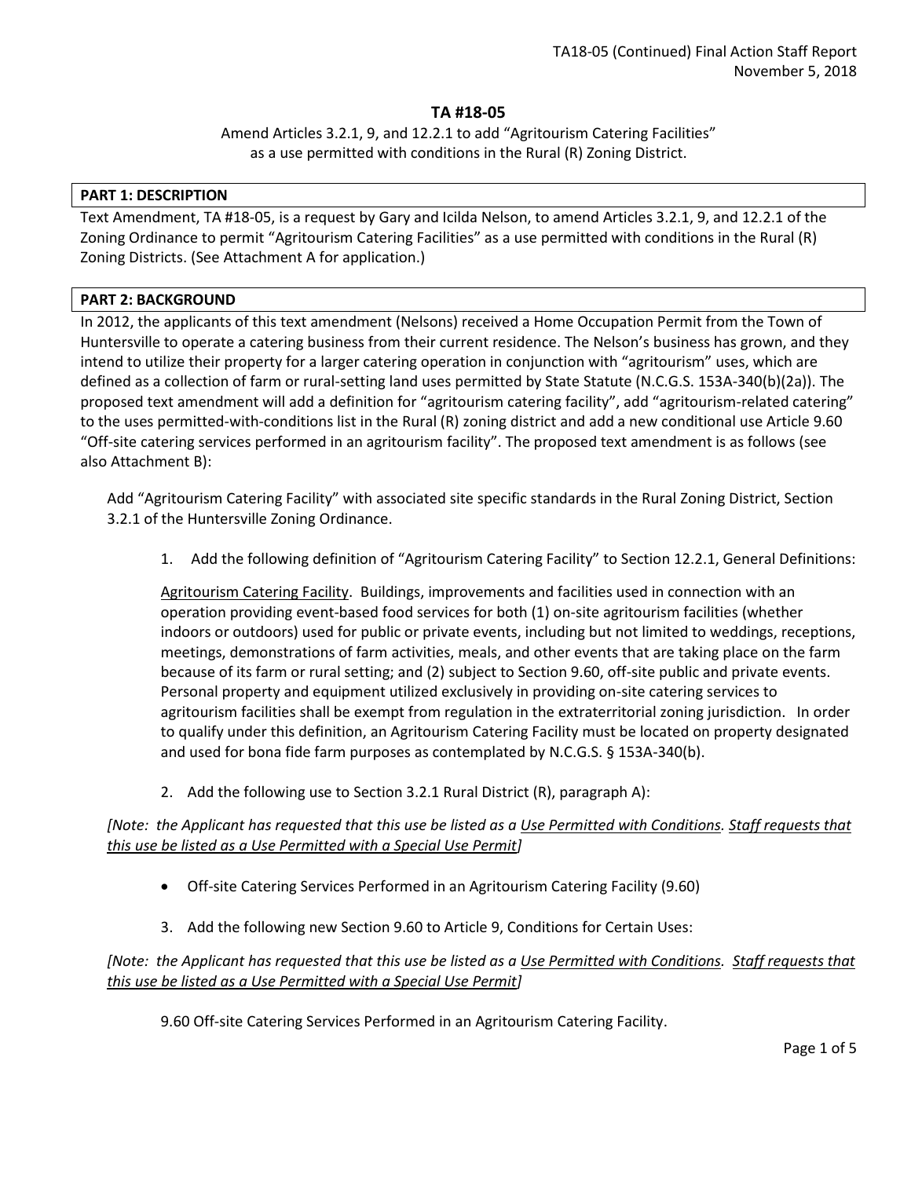# TA #18-05

Amend Articles 3.2.1, 9, and 12.2.1 to add "Agritourism Catering Facilities" as a use permitted with conditions in the Rural (R) Zoning District.

## PART 1: DESCRIPTION

Text Amendment, TA #18-05, is a request by Gary and Icilda Nelson, to amend Articles 3.2.1, 9, and 12.2.1 of the Zoning Ordinance to permit "Agritourism Catering Facilities" as a use permitted with conditions in the Rural (R) Zoning Districts. (See Attachment A for application.)

## PART 2: BACKGROUND

In 2012, the applicants of this text amendment (Nelsons) received a Home Occupation Permit from the Town of Huntersville to operate a catering business from their current residence. The Nelson's business has grown, and they intend to utilize their property for a larger catering operation in conjunction with "agritourism" uses, which are defined as a collection of farm or rural-setting land uses permitted by State Statute (N.C.G.S. 153A-340(b)(2a)). The proposed text amendment will add a definition for "agritourism catering facility", add "agritourism-related catering" to the uses permitted-with-conditions list in the Rural (R) zoning district and add a new conditional use Article 9.60 "Off-site catering services performed in an agritourism facility". The proposed text amendment is as follows (see also Attachment B):

Add "Agritourism Catering Facility" with associated site specific standards in the Rural Zoning District, Section 3.2.1 of the Huntersville Zoning Ordinance.

1. Add the following definition of "Agritourism Catering Facility" to Section 12.2.1, General Definitions:

   Agritourism Catering Facility. Buildings, improvements and facilities used in connection with an operation providing event-based food services for both (1) on-site agritourism facilities (whether indoors or outdoors) used for public or private events, including but not limited to weddings, receptions, meetings, demonstrations of farm activities, meals, and other events that are taking place on the farm because of its farm or rural setting; and (2) subject to Section 9.60, off-site public and private events. Personal property and equipment utilized exclusively in providing on-site catering services to agritourism facilities shall be exempt from regulation in the extraterritorial zoning jurisdiction. In order to qualify under this definition, an Agritourism Catering Facility must be located on property designated and used for bona fide farm purposes as contemplated by N.C.G.S. § 153A-340(b).

2. Add the following use to Section 3.2.1 Rural District (R), paragraph A):

*[Note: the Applicant has requested that this use be listed as a Use Permitted with Conditions. Staff requests that this use be listed as a Use Permitted with a Special Use Permit]*

- Off-site Catering Services Performed in an Agritourism Catering Facility (9.60)

3. Add the following new Section 9.60 to Article 9, Conditions for Certain Uses:

*[Note: the Applicant has requested that this use be listed as a Use Permitted with Conditions. Staff requests that this use be listed as a Use Permitted with a Special Use Permit]*

9.60 Off-site Catering Services Performed in an Agritourism Catering Facility.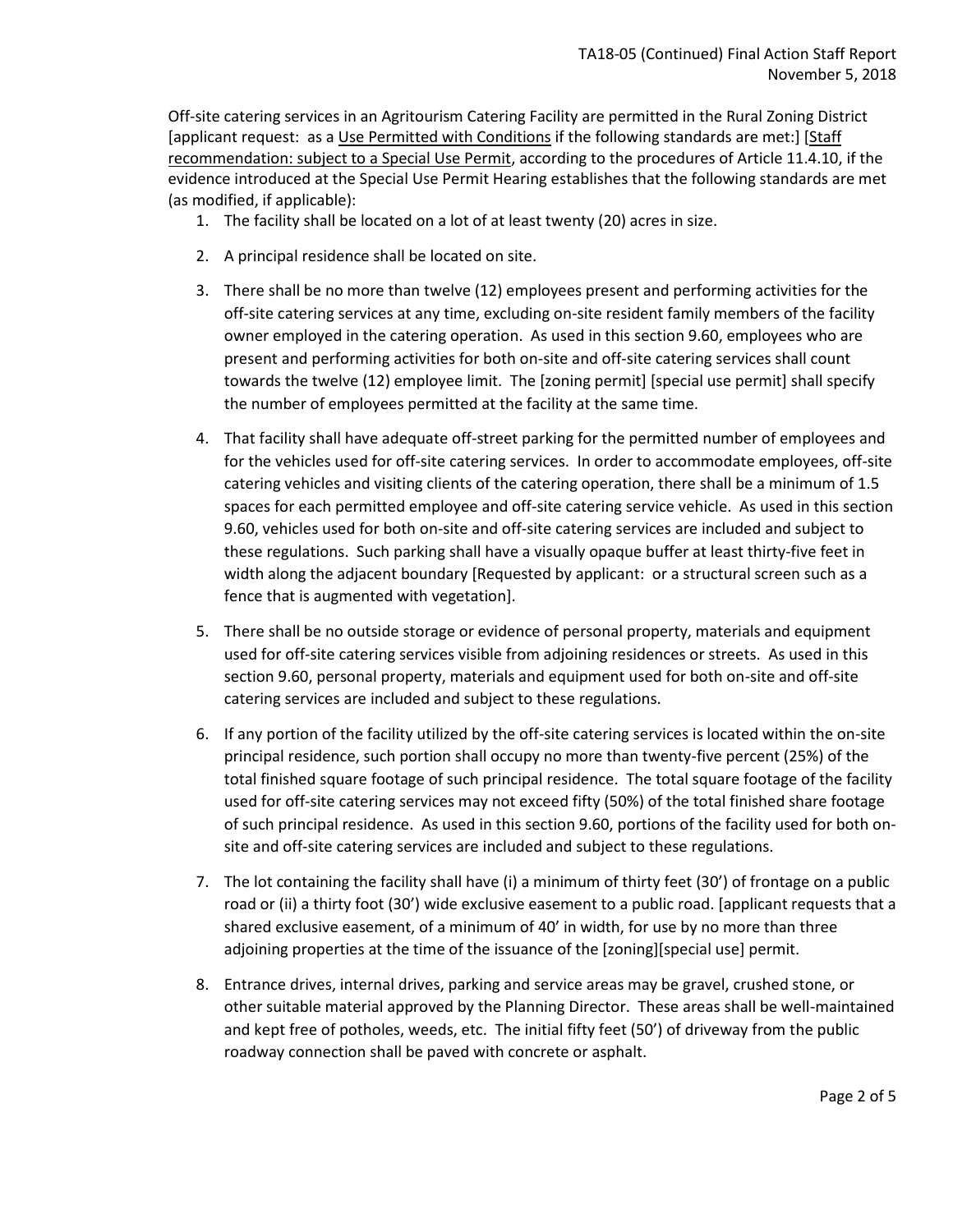Off-site catering services in an Agritourism Catering Facility are permitted in the Rural Zoning District [applicant request: as a Use Permitted with Conditions if the following standards are met:] [Staff recommendation: subject to a Special Use Permit, according to the procedures of Article 11.4.10, if the evidence introduced at the Special Use Permit Hearing establishes that the following standards are met (as modified, if applicable):

1. The facility shall be located on a lot of at least twenty (20) acres in size.
2. A principal residence shall be located on site.
3. There shall be no more than twelve (12) employees present and performing activities for the off-site catering services at any time, excluding on-site resident family members of the facility owner employed in the catering operation. As used in this section 9.60, employees who are present and performing activities for both on-site and off-site catering services shall count towards the twelve (12) employee limit. The [zoning permit] [special use permit] shall specify the number of employees permitted at the facility at the same time.
4. That facility shall have adequate off-street parking for the permitted number of employees and for the vehicles used for off-site catering services. In order to accommodate employees, off-site catering vehicles and visiting clients of the catering operation, there shall be a minimum of 1.5 spaces for each permitted employee and off-site catering service vehicle. As used in this section 9.60, vehicles used for both on-site and off-site catering services are included and subject to these regulations. Such parking shall have a visually opaque buffer at least thirty-five feet in width along the adjacent boundary [Requested by applicant: or a structural screen such as a fence that is augmented with vegetation].
5. There shall be no outside storage or evidence of personal property, materials and equipment used for off-site catering services visible from adjoining residences or streets. As used in this section 9.60, personal property, materials and equipment used for both on-site and off-site catering services are included and subject to these regulations.
6. If any portion of the facility utilized by the off-site catering services is located within the on-site principal residence, such portion shall occupy no more than twenty-five percent (25%) of the total finished square footage of such principal residence. The total square footage of the facility used for off-site catering services may not exceed fifty (50%) of the total finished share footage of such principal residence. As used in this section 9.60, portions of the facility used for both on-site and off-site catering services are included and subject to these regulations.
7. The lot containing the facility shall have (i) a minimum of thirty feet (30') of frontage on a public road or (ii) a thirty foot (30') wide exclusive easement to a public road. [applicant requests that a shared exclusive easement, of a minimum of 40' in width, for use by no more than three adjoining properties at the time of the issuance of the [zoning][special use] permit.
8. Entrance drives, internal drives, parking and service areas may be gravel, crushed stone, or other suitable material approved by the Planning Director. These areas shall be well-maintained and kept free of potholes, weeds, etc. The initial fifty feet (50') of driveway from the public roadway connection shall be paved with concrete or asphalt.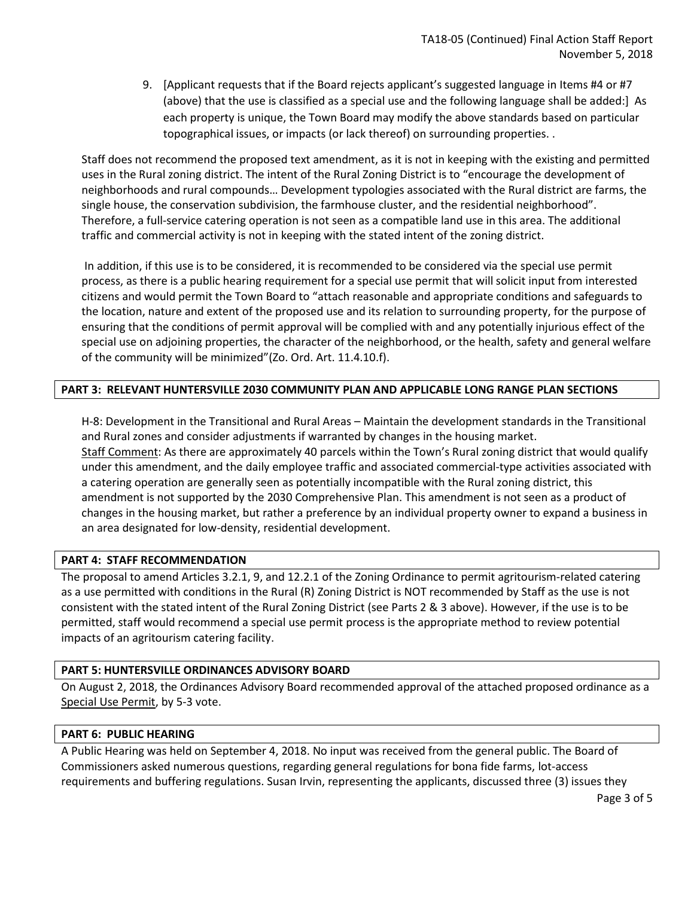9. [Applicant requests that if the Board rejects applicant's suggested language in Items #4 or #7 (above) that the use is classified as a special use and the following language shall be added:] As each property is unique, the Town Board may modify the above standards based on particular topographical issues, or impacts (or lack thereof) on surrounding properties. .

Staff does not recommend the proposed text amendment, as it is not in keeping with the existing and permitted uses in the Rural zoning district. The intent of the Rural Zoning District is to "encourage the development of neighborhoods and rural compounds… Development typologies associated with the Rural district are farms, the single house, the conservation subdivision, the farmhouse cluster, and the residential neighborhood". Therefore, a full-service catering operation is not seen as a compatible land use in this area. The additional traffic and commercial activity is not in keeping with the stated intent of the zoning district.

In addition, if this use is to be considered, it is recommended to be considered via the special use permit process, as there is a public hearing requirement for a special use permit that will solicit input from interested citizens and would permit the Town Board to "attach reasonable and appropriate conditions and safeguards to the location, nature and extent of the proposed use and its relation to surrounding property, for the purpose of ensuring that the conditions of permit approval will be complied with and any potentially injurious effect of the special use on adjoining properties, the character of the neighborhood, or the health, safety and general welfare of the community will be minimized"(Zo. Ord. Art. 11.4.10.f).

## PART 3: RELEVANT HUNTERSVILLE 2030 COMMUNITY PLAN AND APPLICABLE LONG RANGE PLAN SECTIONS

H-8: Development in the Transitional and Rural Areas – Maintain the development standards in the Transitional and Rural zones and consider adjustments if warranted by changes in the housing market.

Staff Comment: As there are approximately 40 parcels within the Town's Rural zoning district that would qualify under this amendment, and the daily employee traffic and associated commercial-type activities associated with a catering operation are generally seen as potentially incompatible with the Rural zoning district, this amendment is not supported by the 2030 Comprehensive Plan. This amendment is not seen as a product of changes in the housing market, but rather a preference by an individual property owner to expand a business in an area designated for low-density, residential development.

## PART 4: STAFF RECOMMENDATION

The proposal to amend Articles 3.2.1, 9, and 12.2.1 of the Zoning Ordinance to permit agritourism-related catering as a use permitted with conditions in the Rural (R) Zoning District is NOT recommended by Staff as the use is not consistent with the stated intent of the Rural Zoning District (see Parts 2 & 3 above). However, if the use is to be permitted, staff would recommend a special use permit process is the appropriate method to review potential impacts of an agritourism catering facility.

## PART 5: HUNTERSVILLE ORDINANCES ADVISORY BOARD

On August 2, 2018, the Ordinances Advisory Board recommended approval of the attached proposed ordinance as a Special Use Permit, by 5-3 vote.

## PART 6: PUBLIC HEARING

A Public Hearing was held on September 4, 2018. No input was received from the general public. The Board of Commissioners asked numerous questions, regarding general regulations for bona fide farms, lot-access requirements and buffering regulations. Susan Irvin, representing the applicants, discussed three (3) issues they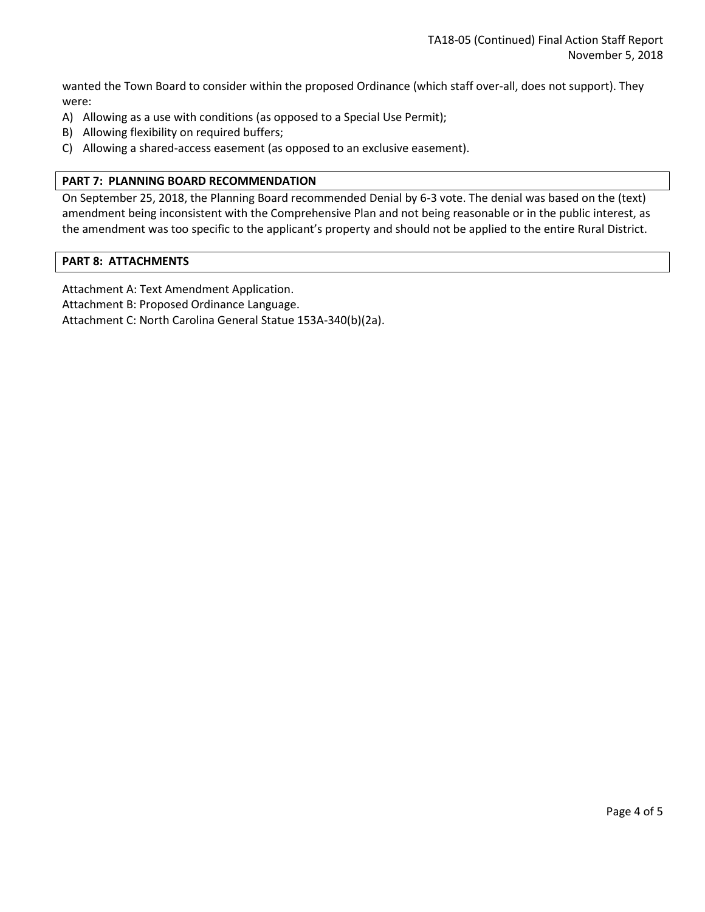wanted the Town Board to consider within the proposed Ordinance (which staff over-all, does not support). They were:

A) Allowing as a use with conditions (as opposed to a Special Use Permit);
B) Allowing flexibility on required buffers;
C) Allowing a shared-access easement (as opposed to an exclusive easement).

## PART 7: PLANNING BOARD RECOMMENDATION

On September 25, 2018, the Planning Board recommended Denial by 6-3 vote. The denial was based on the (text) amendment being inconsistent with the Comprehensive Plan and not being reasonable or in the public interest, as the amendment was too specific to the applicant's property and should not be applied to the entire Rural District.

## PART 8: ATTACHMENTS

Attachment A: Text Amendment Application.
Attachment B: Proposed Ordinance Language.
Attachment C: North Carolina General Statue 153A-340(b)(2a).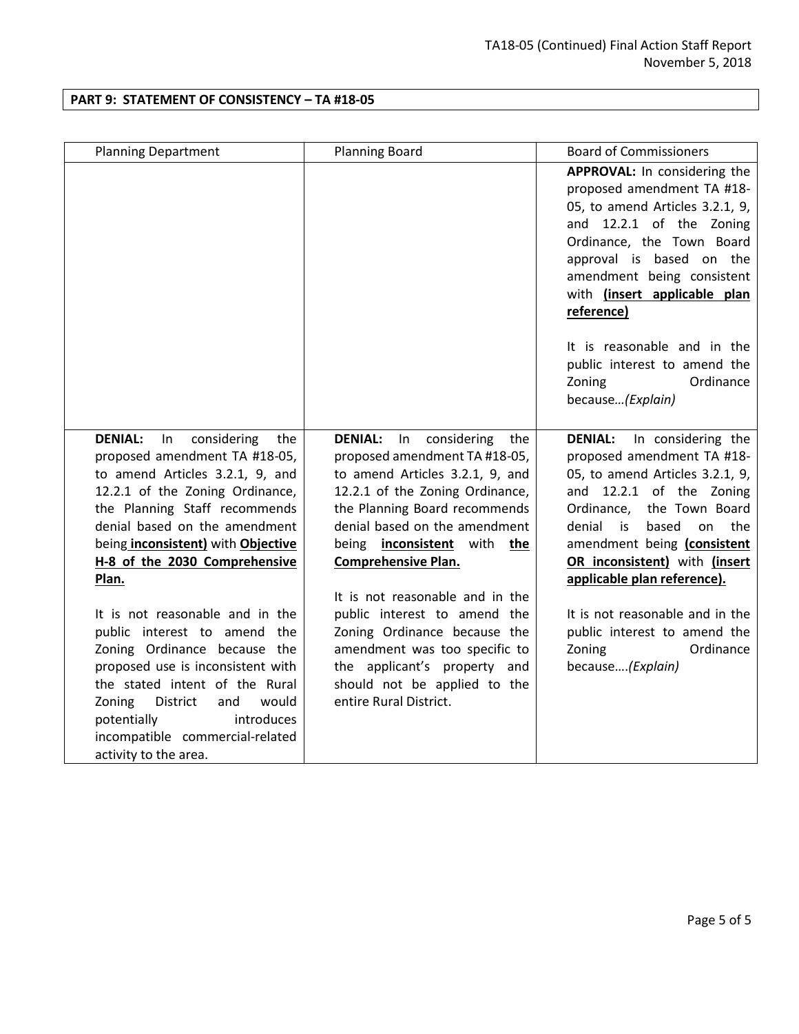**PART 9: STATEMENT OF CONSISTENCY – TA #18-05**

| Planning Department | Planning Board | Board of Commissioners |
|---|---|---|
| | | **APPROVAL:** In considering the proposed amendment TA #18-05, to amend Articles 3.2.1, 9, and 12.2.1 of the Zoning Ordinance, the Town Board approval is based on the amendment being consistent with **(insert applicable plan reference)**<br><br>It is reasonable and in the public interest to amend the Zoning Ordinance because…*(Explain)* |
| **DENIAL:** In considering the proposed amendment TA #18-05, to amend Articles 3.2.1, 9, and 12.2.1 of the Zoning Ordinance, the Planning Staff recommends denial based on the amendment being **inconsistent)** with **Objective H-8 of the 2030 Comprehensive Plan.**<br><br>It is not reasonable and in the public interest to amend the Zoning Ordinance because the proposed use is inconsistent with the stated intent of the Rural Zoning District and would potentially introduces incompatible commercial-related activity to the area. | **DENIAL:** In considering the proposed amendment TA #18-05, to amend Articles 3.2.1, 9, and 12.2.1 of the Zoning Ordinance, the Planning Board recommends denial based on the amendment being **inconsistent** with **the Comprehensive Plan.**<br><br>It is not reasonable and in the public interest to amend the Zoning Ordinance because the amendment was too specific to the applicant's property and should not be applied to the entire Rural District. | **DENIAL:** In considering the proposed amendment TA #18-05, to amend Articles 3.2.1, 9, and 12.2.1 of the Zoning Ordinance, the Town Board denial is based on the amendment being **(consistent OR inconsistent)** with **(insert applicable plan reference).**<br><br>It is not reasonable and in the public interest to amend the Zoning Ordinance because….*(Explain)* |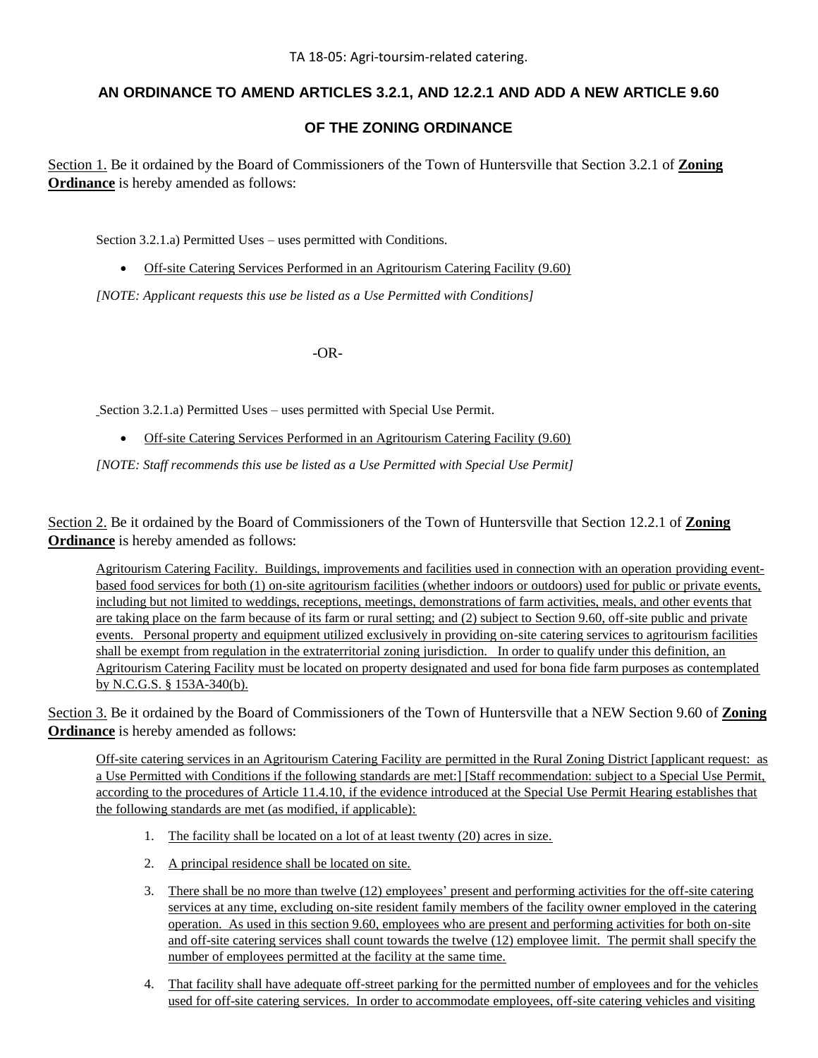TA 18-05: Agri-toursim-related catering.

## AN ORDINANCE TO AMEND ARTICLES 3.2.1, AND 12.2.1 AND ADD A NEW ARTICLE 9.60

## OF THE ZONING ORDINANCE

Section 1. Be it ordained by the Board of Commissioners of the Town of Huntersville that Section 3.2.1 of **Zoning Ordinance** is hereby amended as follows:

Section 3.2.1.a) Permitted Uses – uses permitted with Conditions.

- Off-site Catering Services Performed in an Agritourism Catering Facility (9.60)

*[NOTE: Applicant requests this use be listed as a Use Permitted with Conditions]*

-OR-

Section 3.2.1.a) Permitted Uses – uses permitted with Special Use Permit.

- Off-site Catering Services Performed in an Agritourism Catering Facility (9.60)

*[NOTE: Staff recommends this use be listed as a Use Permitted with Special Use Permit]*

Section 2. Be it ordained by the Board of Commissioners of the Town of Huntersville that Section 12.2.1 of **Zoning Ordinance** is hereby amended as follows:

Agritourism Catering Facility. Buildings, improvements and facilities used in connection with an operation providing event-based food services for both (1) on-site agritourism facilities (whether indoors or outdoors) used for public or private events, including but not limited to weddings, receptions, meetings, demonstrations of farm activities, meals, and other events that are taking place on the farm because of its farm or rural setting; and (2) subject to Section 9.60, off-site public and private events. Personal property and equipment utilized exclusively in providing on-site catering services to agritourism facilities shall be exempt from regulation in the extraterritorial zoning jurisdiction. In order to qualify under this definition, an Agritourism Catering Facility must be located on property designated and used for bona fide farm purposes as contemplated by N.C.G.S. § 153A-340(b).

Section 3. Be it ordained by the Board of Commissioners of the Town of Huntersville that a NEW Section 9.60 of **Zoning Ordinance** is hereby amended as follows:

Off-site catering services in an Agritourism Catering Facility are permitted in the Rural Zoning District [applicant request: as a Use Permitted with Conditions if the following standards are met:] [Staff recommendation: subject to a Special Use Permit, according to the procedures of Article 11.4.10, if the evidence introduced at the Special Use Permit Hearing establishes that the following standards are met (as modified, if applicable):

1. The facility shall be located on a lot of at least twenty (20) acres in size.
2. A principal residence shall be located on site.
3. There shall be no more than twelve (12) employees' present and performing activities for the off-site catering services at any time, excluding on-site resident family members of the facility owner employed in the catering operation. As used in this section 9.60, employees who are present and performing activities for both on-site and off-site catering services shall count towards the twelve (12) employee limit. The permit shall specify the number of employees permitted at the facility at the same time.
4. That facility shall have adequate off-street parking for the permitted number of employees and for the vehicles used for off-site catering services. In order to accommodate employees, off-site catering vehicles and visiting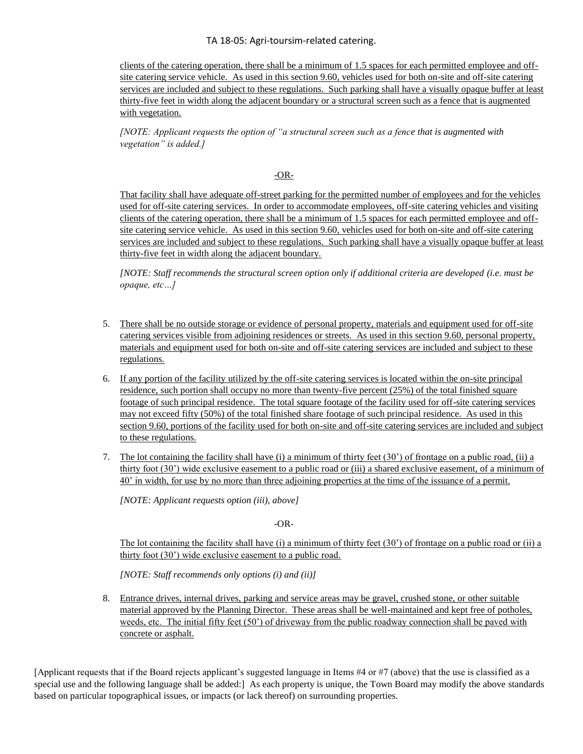clients of the catering operation, there shall be a minimum of 1.5 spaces for each permitted employee and off-site catering service vehicle. As used in this section 9.60, vehicles used for both on-site and off-site catering services are included and subject to these regulations. Such parking shall have a visually opaque buffer at least thirty-five feet in width along the adjacent boundary or a structural screen such as a fence that is augmented with vegetation.

*[NOTE: Applicant requests the option of "a structural screen such as a fence that is augmented with vegetation" is added.]*

-OR-

That facility shall have adequate off-street parking for the permitted number of employees and for the vehicles used for off-site catering services. In order to accommodate employees, off-site catering vehicles and visiting clients of the catering operation, there shall be a minimum of 1.5 spaces for each permitted employee and off-site catering service vehicle. As used in this section 9.60, vehicles used for both on-site and off-site catering services are included and subject to these regulations. Such parking shall have a visually opaque buffer at least thirty-five feet in width along the adjacent boundary.

*[NOTE: Staff recommends the structural screen option only if additional criteria are developed (i.e. must be opaque, etc…]*

5. There shall be no outside storage or evidence of personal property, materials and equipment used for off-site catering services visible from adjoining residences or streets. As used in this section 9.60, personal property, materials and equipment used for both on-site and off-site catering services are included and subject to these regulations.

6. If any portion of the facility utilized by the off-site catering services is located within the on-site principal residence, such portion shall occupy no more than twenty-five percent (25%) of the total finished square footage of such principal residence. The total square footage of the facility used for off-site catering services may not exceed fifty (50%) of the total finished share footage of such principal residence. As used in this section 9.60, portions of the facility used for both on-site and off-site catering services are included and subject to these regulations.

7. The lot containing the facility shall have (i) a minimum of thirty feet (30') of frontage on a public road, (ii) a thirty foot (30') wide exclusive easement to a public road or (iii) a shared exclusive easement, of a minimum of 40' in width, for use by no more than three adjoining properties at the time of the issuance of a permit.

   *[NOTE: Applicant requests option (iii), above]*

   -OR-

   The lot containing the facility shall have (i) a minimum of thirty feet (30') of frontage on a public road or (ii) a thirty foot (30') wide exclusive easement to a public road.

   *[NOTE: Staff recommends only options (i) and (ii)]*

8. Entrance drives, internal drives, parking and service areas may be gravel, crushed stone, or other suitable material approved by the Planning Director. These areas shall be well-maintained and kept free of potholes, weeds, etc. The initial fifty feet (50') of driveway from the public roadway connection shall be paved with concrete or asphalt.

[Applicant requests that if the Board rejects applicant's suggested language in Items #4 or #7 (above) that the use is classified as a special use and the following language shall be added:] As each property is unique, the Town Board may modify the above standards based on particular topographical issues, or impacts (or lack thereof) on surrounding properties.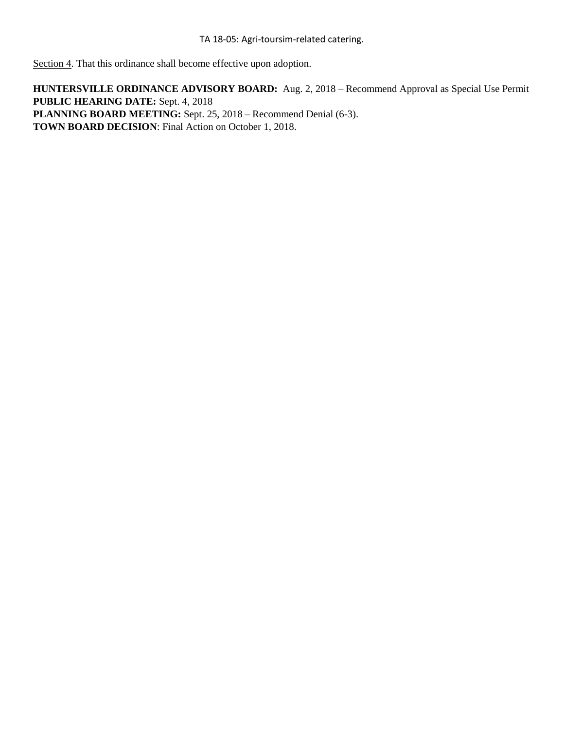TA 18-05: Agri-toursim-related catering.

<u>Section 4</u>. That this ordinance shall become effective upon adoption.

**HUNTERSVILLE ORDINANCE ADVISORY BOARD:** Aug. 2, 2018 – Recommend Approval as Special Use Permit
**PUBLIC HEARING DATE:** Sept. 4, 2018
**PLANNING BOARD MEETING:** Sept. 25, 2018 – Recommend Denial (6-3).
**TOWN BOARD DECISION**: Final Action on October 1, 2018.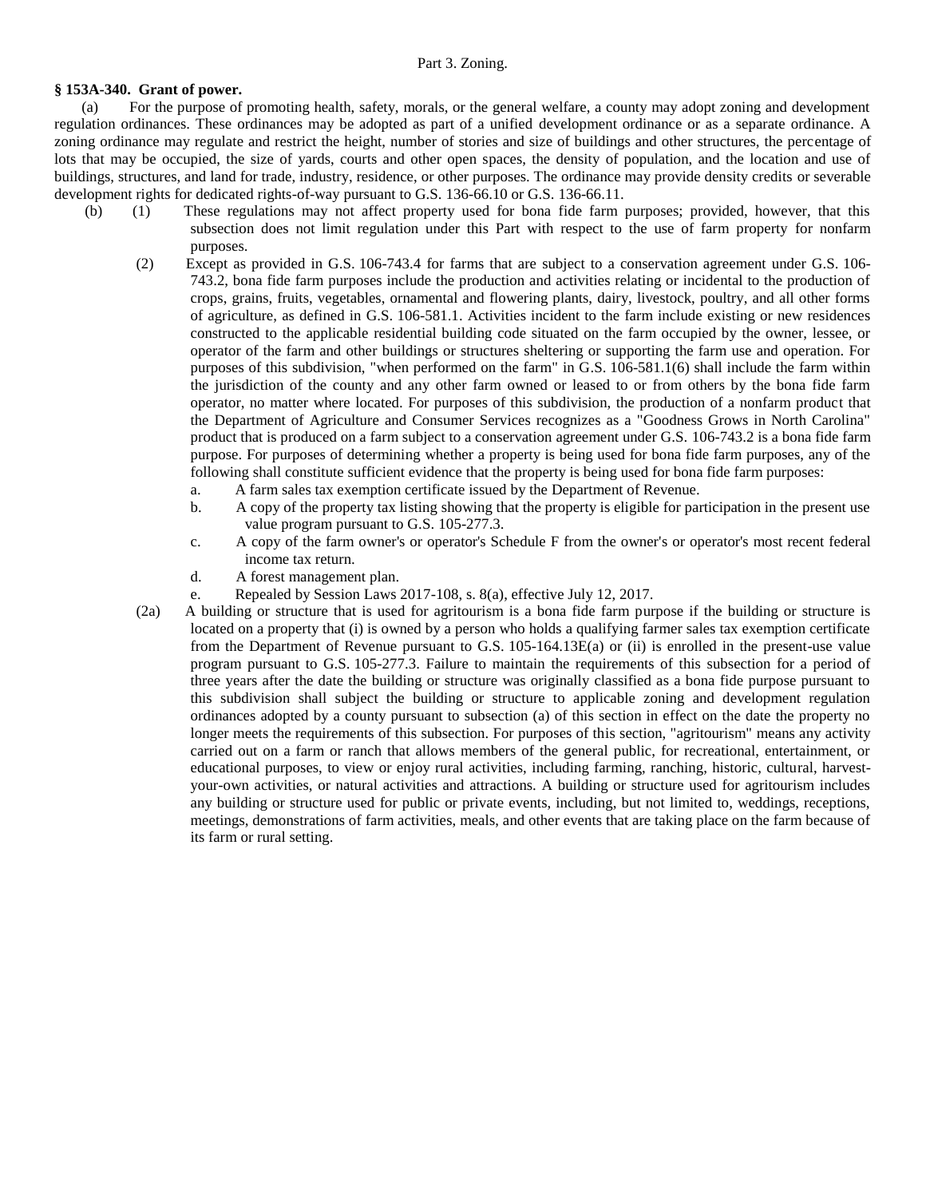Part 3. Zoning.

**§ 153A-340. Grant of power.**

(a) For the purpose of promoting health, safety, morals, or the general welfare, a county may adopt zoning and development regulation ordinances. These ordinances may be adopted as part of a unified development ordinance or as a separate ordinance. A zoning ordinance may regulate and restrict the height, number of stories and size of buildings and other structures, the percentage of lots that may be occupied, the size of yards, courts and other open spaces, the density of population, and the location and use of buildings, structures, and land for trade, industry, residence, or other purposes. The ordinance may provide density credits or severable development rights for dedicated rights-of-way pursuant to G.S. 136-66.10 or G.S. 136-66.11.

(b) (1) These regulations may not affect property used for bona fide farm purposes; provided, however, that this subsection does not limit regulation under this Part with respect to the use of farm property for nonfarm purposes.

(2) Except as provided in G.S. 106-743.4 for farms that are subject to a conservation agreement under G.S. 106-743.2, bona fide farm purposes include the production and activities relating or incidental to the production of crops, grains, fruits, vegetables, ornamental and flowering plants, dairy, livestock, poultry, and all other forms of agriculture, as defined in G.S. 106-581.1. Activities incident to the farm include existing or new residences constructed to the applicable residential building code situated on the farm occupied by the owner, lessee, or operator of the farm and other buildings or structures sheltering or supporting the farm use and operation. For purposes of this subdivision, "when performed on the farm" in G.S. 106-581.1(6) shall include the farm within the jurisdiction of the county and any other farm owned or leased to or from others by the bona fide farm operator, no matter where located. For purposes of this subdivision, the production of a nonfarm product that the Department of Agriculture and Consumer Services recognizes as a "Goodness Grows in North Carolina" product that is produced on a farm subject to a conservation agreement under G.S. 106-743.2 is a bona fide farm purpose. For purposes of determining whether a property is being used for bona fide farm purposes, any of the following shall constitute sufficient evidence that the property is being used for bona fide farm purposes:

a. A farm sales tax exemption certificate issued by the Department of Revenue.

b. A copy of the property tax listing showing that the property is eligible for participation in the present use value program pursuant to G.S. 105-277.3.

c. A copy of the farm owner's or operator's Schedule F from the owner's or operator's most recent federal income tax return.

d. A forest management plan.

e. Repealed by Session Laws 2017-108, s. 8(a), effective July 12, 2017.

(2a) A building or structure that is used for agritourism is a bona fide farm purpose if the building or structure is located on a property that (i) is owned by a person who holds a qualifying farmer sales tax exemption certificate from the Department of Revenue pursuant to G.S. 105-164.13E(a) or (ii) is enrolled in the present-use value program pursuant to G.S. 105-277.3. Failure to maintain the requirements of this subsection for a period of three years after the date the building or structure was originally classified as a bona fide purpose pursuant to this subdivision shall subject the building or structure to applicable zoning and development regulation ordinances adopted by a county pursuant to subsection (a) of this section in effect on the date the property no longer meets the requirements of this subsection. For purposes of this section, "agritourism" means any activity carried out on a farm or ranch that allows members of the general public, for recreational, entertainment, or educational purposes, to view or enjoy rural activities, including farming, ranching, historic, cultural, harvest-your-own activities, or natural activities and attractions. A building or structure used for agritourism includes any building or structure used for public or private events, including, but not limited to, weddings, receptions, meetings, demonstrations of farm activities, meals, and other events that are taking place on the farm because of its farm or rural setting.